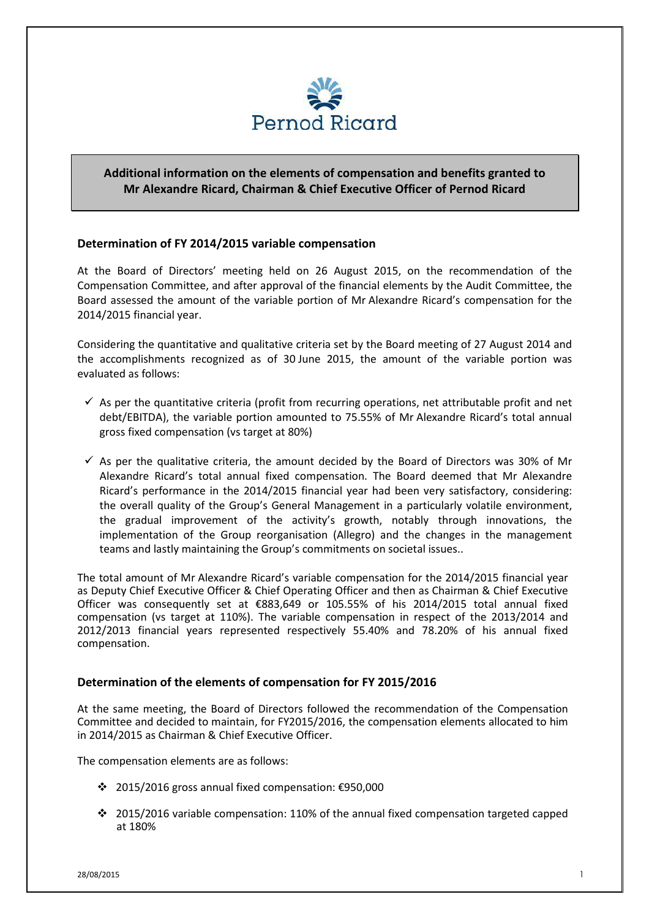Pernod Ricard

# Additional information on the elements of compensation and benefits granted to Mr Alexandre Ricard, Chairman & Chief Executive Officer of Pernod Ricard

## Determination of FY 2014/2015 variable compensation

At the Board of Directors' meeting held on 26 August 2015, on the recommendation of the Compensation Committee, and after approval of the financial elements by the Audit Committee, the Board assessed the amount of the variable portion of Mr Alexandre Ricard's compensation for the 2014/2015 financial year.

Considering the quantitative and qualitative criteria set by the Board meeting of 27 August 2014 and the accomplishments recognized as of 30 June 2015, the amount of the variable portion was evaluated as follows:

- ✓ As per the quantitative criteria (profit from recurring operations, net attributable profit and net debt/EBITDA), the variable portion amounted to 75.55% of Mr Alexandre Ricard's total annual gross fixed compensation (vs target at 80%)
- ✓ As per the qualitative criteria, the amount decided by the Board of Directors was 30% of Mr Alexandre Ricard's total annual fixed compensation. The Board deemed that Mr Alexandre Ricard's performance in the 2014/2015 financial year had been very satisfactory, considering: the overall quality of the Group's General Management in a particularly volatile environment, the gradual improvement of the activity's growth, notably through innovations, the implementation of the Group reorganisation (Allegro) and the changes in the management teams and lastly maintaining the Group's commitments on societal issues..

The total amount of Mr Alexandre Ricard's variable compensation for the 2014/2015 financial year as Deputy Chief Executive Officer & Chief Operating Officer and then as Chairman & Chief Executive Officer was consequently set at €883,649 or 105.55% of his 2014/2015 total annual fixed compensation (vs target at 110%). The variable compensation in respect of the 2013/2014 and 2012/2013 financial years represented respectively 55.40% and 78.20% of his annual fixed compensation.

## Determination of the elements of compensation for FY 2015/2016

At the same meeting, the Board of Directors followed the recommendation of the Compensation Committee and decided to maintain, for FY2015/2016, the compensation elements allocated to him in 2014/2015 as Chairman & Chief Executive Officer.

The compensation elements are as follows:

- ❖ 2015/2016 gross annual fixed compensation: €950,000
- ❖ 2015/2016 variable compensation: 110% of the annual fixed compensation targeted capped at 180%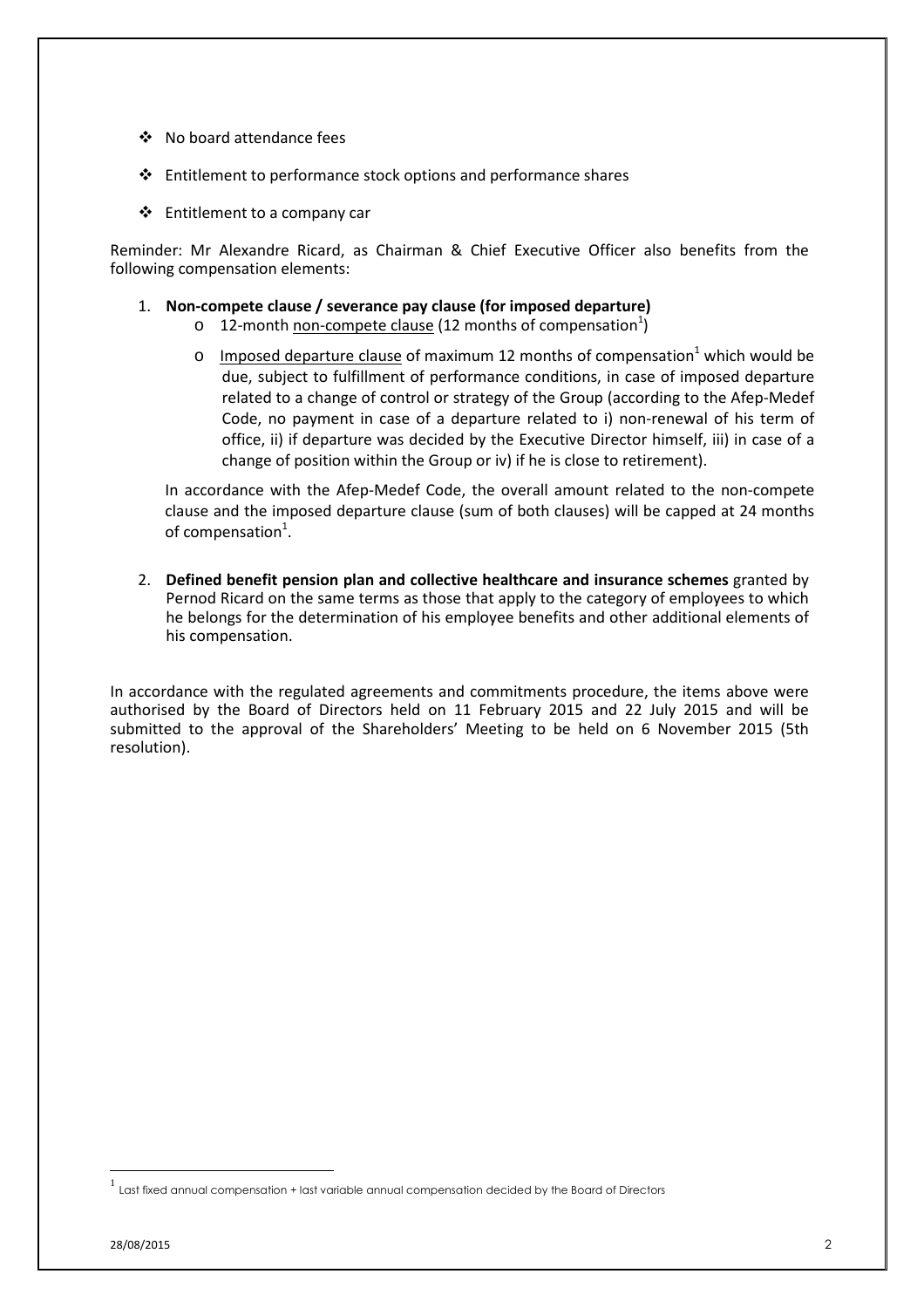- No board attendance fees
- Entitlement to performance stock options and performance shares
- Entitlement to a company car

Reminder: Mr Alexandre Ricard, as Chairman & Chief Executive Officer also benefits from the following compensation elements:

1. **Non-compete clause / severance pay clause (for imposed departure)**
   - 12-month non-compete clause (12 months of compensation[1])
   - Imposed departure clause of maximum 12 months of compensation[1] which would be due, subject to fulfillment of performance conditions, in case of imposed departure related to a change of control or strategy of the Group (according to the Afep-Medef Code, no payment in case of a departure related to i) non-renewal of his term of office, ii) if departure was decided by the Executive Director himself, iii) in case of a change of position within the Group or iv) if he is close to retirement).

   In accordance with the Afep-Medef Code, the overall amount related to the non-compete clause and the imposed departure clause (sum of both clauses) will be capped at 24 months of compensation[1].

2. **Defined benefit pension plan and collective healthcare and insurance schemes** granted by Pernod Ricard on the same terms as those that apply to the category of employees to which he belongs for the determination of his employee benefits and other additional elements of his compensation.

In accordance with the regulated agreements and commitments procedure, the items above were authorised by the Board of Directors held on 11 February 2015 and 22 July 2015 and will be submitted to the approval of the Shareholders' Meeting to be held on 6 November 2015 (5th resolution).

[1] Last fixed annual compensation + last variable annual compensation decided by the Board of Directors